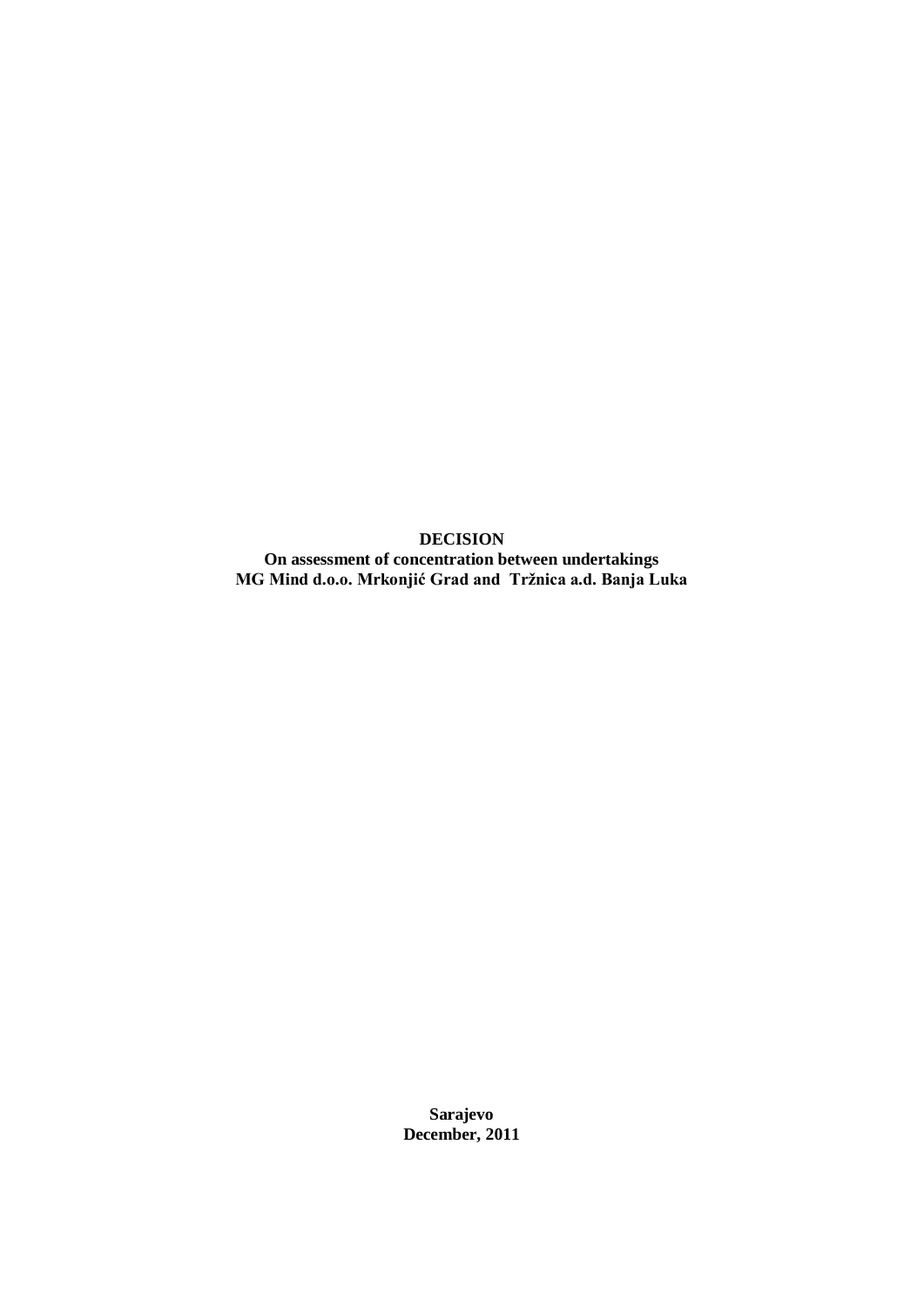**DECISION**

**On assessment of concentration between undertakings**
**MG Mind d.o.o. Mrkonjić Grad and Tržnica a.d. Banja Luka**

**Sarajevo**
**December, 2011**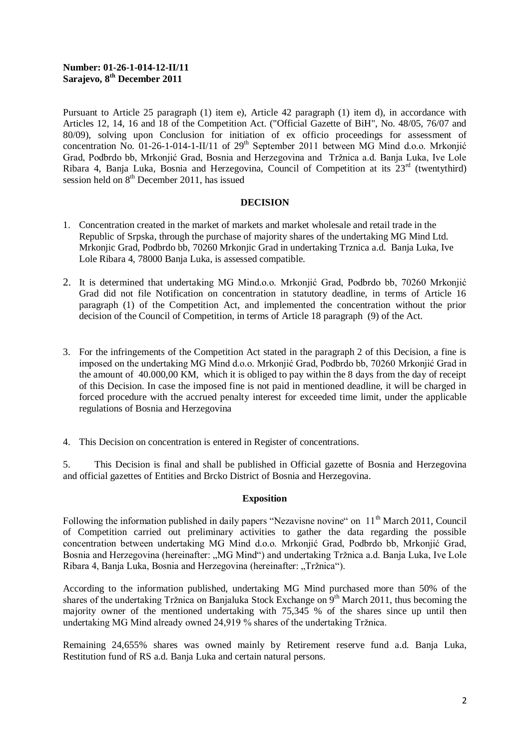**Number: 01-26-1-014-12-II/11**
**Sarajevo, 8th December 2011**

Pursuant to Article 25 paragraph (1) item e), Article 42 paragraph (1) item d), in accordance with Articles 12, 14, 16 and 18 of the Competition Act. ("Official Gazette of BiH", No. 48/05, 76/07 and 80/09), solving upon Conclusion for initiation of ex officio proceedings for assessment of concentration No. 01-26-1-014-1-II/11 of 29th September 2011 between MG Mind d.o.o. Mrkonjić Grad, Podbrdo bb, Mrkonjić Grad, Bosnia and Herzegovina and Tržnica a.d. Banja Luka, Ive Lole Ribara 4, Banja Luka, Bosnia and Herzegovina, Council of Competition at its 23rd (twentythird) session held on 8th December 2011, has issued

## DECISION

1. Concentration created in the market of markets and market wholesale and retail trade in the Republic of Srpska, through the purchase of majority shares of the undertaking MG Mind Ltd. Mrkonjic Grad, Podbrdo bb, 70260 Mrkonjic Grad in undertaking Trznica a.d. Banja Luka, Ive Lole Ribara 4, 78000 Banja Luka, is assessed compatible.

2. It is determined that undertaking MG Mind.o.o. Mrkonjić Grad, Podbrdo bb, 70260 Mrkonjić Grad did not file Notification on concentration in statutory deadline, in terms of Article 16 paragraph (1) of the Competition Act, and implemented the concentration without the prior decision of the Council of Competition, in terms of Article 18 paragraph (9) of the Act.

3. For the infringements of the Competition Act stated in the paragraph 2 of this Decision, a fine is imposed on the undertaking MG Mind d.o.o. Mrkonjić Grad, Podbrdo bb, 70260 Mrkonjić Grad in the amount of 40.000,00 KM, which it is obliged to pay within the 8 days from the day of receipt of this Decision. In case the imposed fine is not paid in mentioned deadline, it will be charged in forced procedure with the accrued penalty interest for exceeded time limit, under the applicable regulations of Bosnia and Herzegovina

4. This Decision on concentration is entered in Register of concentrations.

5. This Decision is final and shall be published in Official gazette of Bosnia and Herzegovina and official gazettes of Entities and Brcko District of Bosnia and Herzegovina.

### Exposition

Following the information published in daily papers "Nezavisne novine" on 11th March 2011, Council of Competition carried out preliminary activities to gather the data regarding the possible concentration between undertaking MG Mind d.o.o. Mrkonjić Grad, Podbrdo bb, Mrkonjić Grad, Bosnia and Herzegovina (hereinafter: „MG Mind") and undertaking Tržnica a.d. Banja Luka, Ive Lole Ribara 4, Banja Luka, Bosnia and Herzegovina (hereinafter: „Tržnica").

According to the information published, undertaking MG Mind purchased more than 50% of the shares of the undertaking Tržnica on Banjaluka Stock Exchange on 9th March 2011, thus becoming the majority owner of the mentioned undertaking with 75,345 % of the shares since up until then undertaking MG Mind already owned 24,919 % shares of the undertaking Tržnica.

Remaining 24,655% shares was owned mainly by Retirement reserve fund a.d. Banja Luka, Restitution fund of RS a.d. Banja Luka and certain natural persons.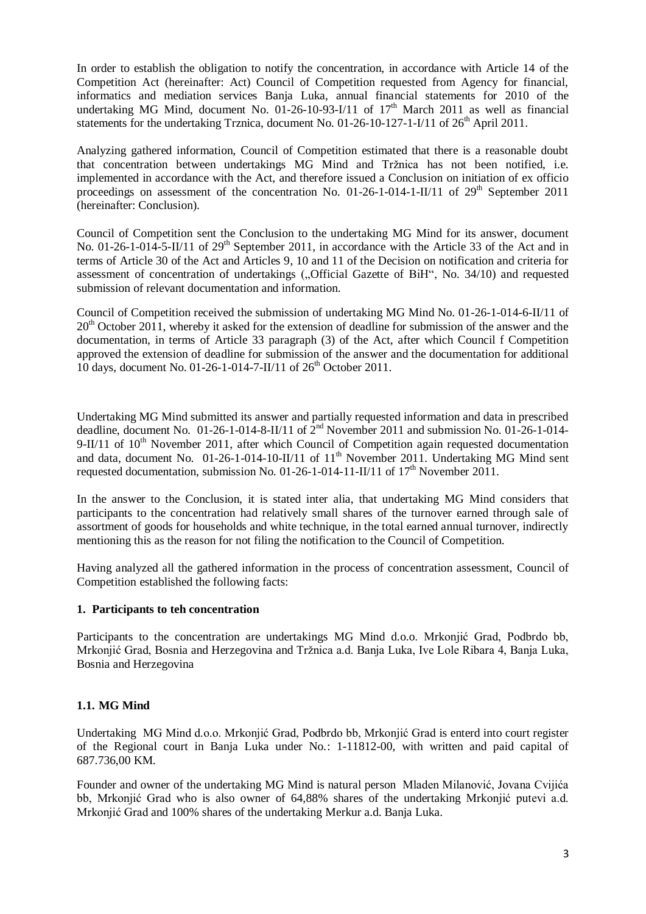In order to establish the obligation to notify the concentration, in accordance with Article 14 of the Competition Act (hereinafter: Act) Council of Competition requested from Agency for financial, informatics and mediation services Banja Luka, annual financial statements for 2010 of the undertaking MG Mind, document No. 01-26-10-93-I/11 of 17th March 2011 as well as financial statements for the undertaking Trznica, document No. 01-26-10-127-1-I/11 of 26th April 2011.

Analyzing gathered information, Council of Competition estimated that there is a reasonable doubt that concentration between undertakings MG Mind and Tržnica has not been notified, i.e. implemented in accordance with the Act, and therefore issued a Conclusion on initiation of ex officio proceedings on assessment of the concentration No. 01-26-1-014-1-II/11 of 29th September 2011 (hereinafter: Conclusion).

Council of Competition sent the Conclusion to the undertaking MG Mind for its answer, document No. 01-26-1-014-5-II/11 of 29th September 2011, in accordance with the Article 33 of the Act and in terms of Article 30 of the Act and Articles 9, 10 and 11 of the Decision on notification and criteria for assessment of concentration of undertakings („Official Gazette of BiH“, No. 34/10) and requested submission of relevant documentation and information.

Council of Competition received the submission of undertaking MG Mind No. 01-26-1-014-6-II/11 of 20th October 2011, whereby it asked for the extension of deadline for submission of the answer and the documentation, in terms of Article 33 paragraph (3) of the Act, after which Council f Competition approved the extension of deadline for submission of the answer and the documentation for additional 10 days, document No. 01-26-1-014-7-II/11 of 26th October 2011.

Undertaking MG Mind submitted its answer and partially requested information and data in prescribed deadline, document No. 01-26-1-014-8-II/11 of 2nd November 2011 and submission No. 01-26-1-014-9-II/11 of 10th November 2011, after which Council of Competition again requested documentation and data, document No. 01-26-1-014-10-II/11 of 11th November 2011. Undertaking MG Mind sent requested documentation, submission No. 01-26-1-014-11-II/11 of 17th November 2011.

In the answer to the Conclusion, it is stated inter alia, that undertaking MG Mind considers that participants to the concentration had relatively small shares of the turnover earned through sale of assortment of goods for households and white technique, in the total earned annual turnover, indirectly mentioning this as the reason for not filing the notification to the Council of Competition.

Having analyzed all the gathered information in the process of concentration assessment, Council of Competition established the following facts:

## 1. Participants to teh concentration

Participants to the concentration are undertakings MG Mind d.o.o. Mrkonjić Grad, Podbrdo bb, Mrkonjić Grad, Bosnia and Herzegovina and Tržnica a.d. Banja Luka, Ive Lole Ribara 4, Banja Luka, Bosnia and Herzegovina

### 1.1. MG Mind

Undertaking MG Mind d.o.o. Mrkonjić Grad, Podbrdo bb, Mrkonjić Grad is enterd into court register of the Regional court in Banja Luka under No.: 1-11812-00, with written and paid capital of 687.736,00 KM.

Founder and owner of the undertaking MG Mind is natural person Mladen Milanović, Jovana Cvijića bb, Mrkonjić Grad who is also owner of 64,88% shares of the undertaking Mrkonjić putevi a.d. Mrkonjić Grad and 100% shares of the undertaking Merkur a.d. Banja Luka.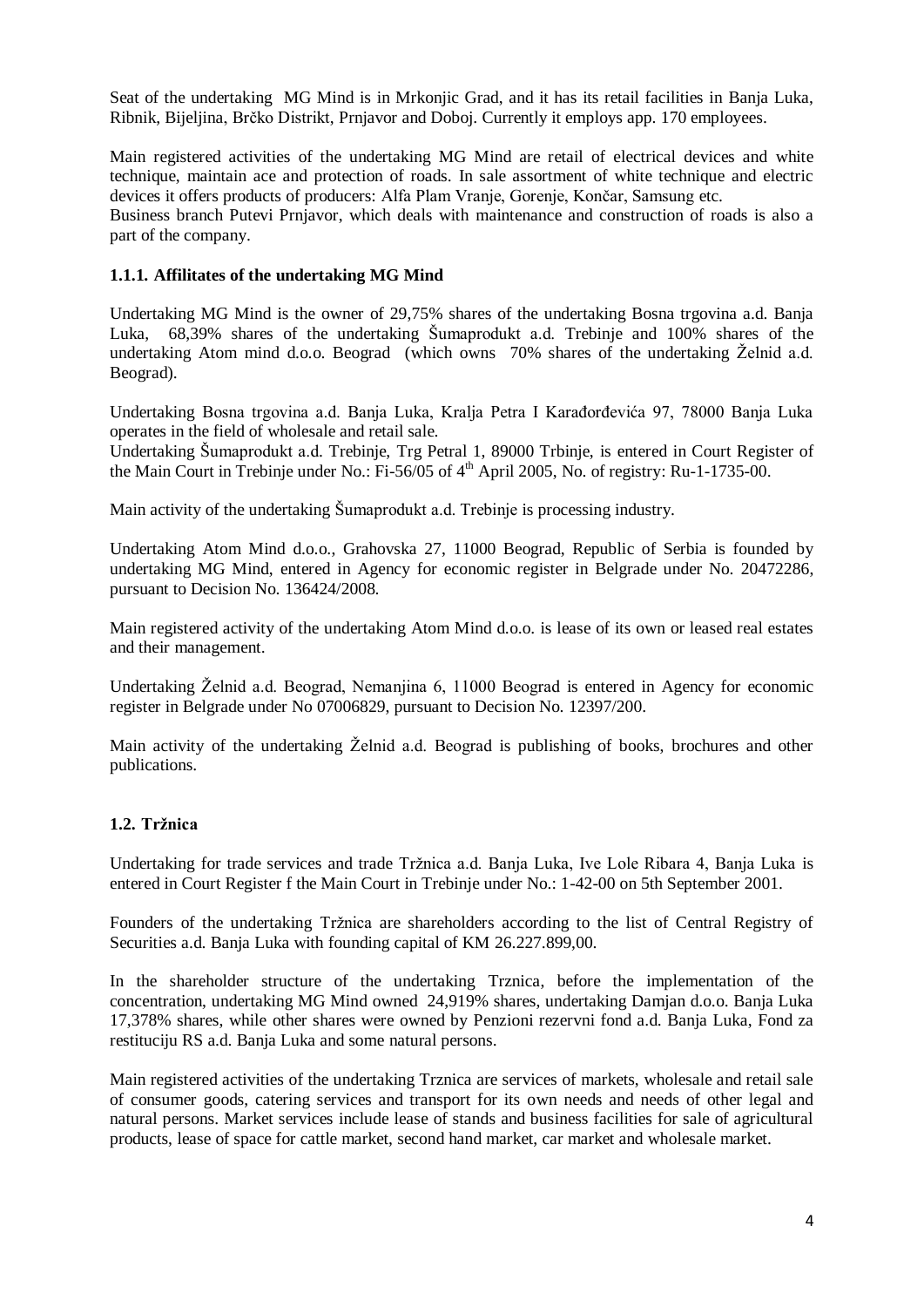Seat of the undertaking  MG Mind is in Mrkonjic Grad, and it has its retail facilities in Banja Luka, Ribnik, Bijeljina, Brčko Distrikt, Prnjavor and Doboj. Currently it employs app. 170 employees.

Main registered activities of the undertaking MG Mind are retail of electrical devices and white technique, maintain ace and protection of roads. In sale assortment of white technique and electric devices it offers products of producers: Alfa Plam Vranje, Gorenje, Končar, Samsung etc.
Business branch Putevi Prnjavor, which deals with maintenance and construction of roads is also a part of the company.

### 1.1.1. Affilitates of the undertaking MG Mind

Undertaking MG Mind is the owner of 29,75% shares of the undertaking Bosna trgovina a.d. Banja Luka,  68,39% shares of the undertaking Šumaprodukt a.d. Trebinje and 100% shares of the undertaking Atom mind d.o.o. Beograd  (which owns  70% shares of the undertaking Želnid a.d. Beograd).

Undertaking Bosna trgovina a.d. Banja Luka, Kralja Petra I Karađorđevića 97, 78000 Banja Luka operates in the field of wholesale and retail sale.
Undertaking Šumaprodukt a.d. Trebinje, Trg Petral 1, 89000 Trbinje, is entered in Court Register of the Main Court in Trebinje under No.: Fi-56/05 of 4th April 2005, No. of registry: Ru-1-1735-00.

Main activity of the undertaking Šumaprodukt a.d. Trebinje is processing industry.

Undertaking Atom Mind d.o.o., Grahovska 27, 11000 Beograd, Republic of Serbia is founded by undertaking MG Mind, entered in Agency for economic register in Belgrade under No. 20472286, pursuant to Decision No. 136424/2008.

Main registered activity of the undertaking Atom Mind d.o.o. is lease of its own or leased real estates and their management.

Undertaking Želnid a.d. Beograd, Nemanjina 6, 11000 Beograd is entered in Agency for economic register in Belgrade under No 07006829, pursuant to Decision No. 12397/200.

Main activity of the undertaking Želnid a.d. Beograd is publishing of books, brochures and other publications.

## 1.2. Tržnica

Undertaking for trade services and trade Tržnica a.d. Banja Luka, Ive Lole Ribara 4, Banja Luka is entered in Court Register f the Main Court in Trebinje under No.: 1-42-00 on 5th September 2001.

Founders of the undertaking Tržnica are shareholders according to the list of Central Registry of Securities a.d. Banja Luka with founding capital of KM 26.227.899,00.

In the shareholder structure of the undertaking Trznica, before the implementation of the concentration, undertaking MG Mind owned  24,919% shares, undertaking Damjan d.o.o. Banja Luka 17,378% shares, while other shares were owned by Penzioni rezervni fond a.d. Banja Luka, Fond za restituciju RS a.d. Banja Luka and some natural persons.

Main registered activities of the undertaking Trznica are services of markets, wholesale and retail sale of consumer goods, catering services and transport for its own needs and needs of other legal and natural persons. Market services include lease of stands and business facilities for sale of agricultural products, lease of space for cattle market, second hand market, car market and wholesale market.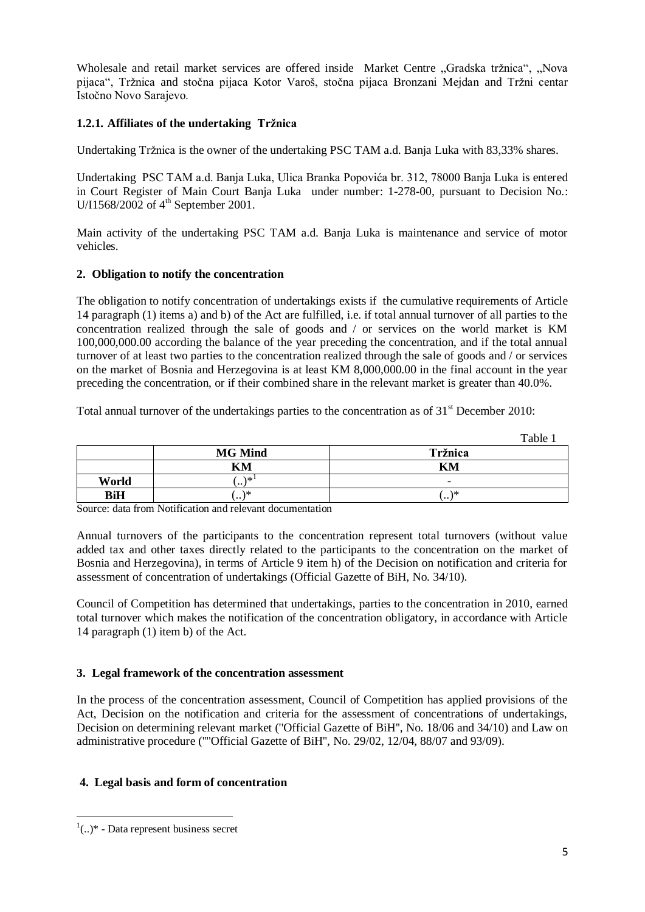Wholesale and retail market services are offered inside Market Centre „Gradska tržnica“, „Nova pijaca“, Tržnica and stočna pijaca Kotor Varoš, stočna pijaca Bronzani Mejdan and Tržni centar Istočno Novo Sarajevo.

### 1.2.1. Affiliates of the undertaking Tržnica

Undertaking Tržnica is the owner of the undertaking PSC TAM a.d. Banja Luka with 83,33% shares.

Undertaking PSC TAM a.d. Banja Luka, Ulica Branka Popovića br. 312, 78000 Banja Luka is entered in Court Register of Main Court Banja Luka under number: 1-278-00, pursuant to Decision No.: U/I1568/2002 of 4th September 2001.

Main activity of the undertaking PSC TAM a.d. Banja Luka is maintenance and service of motor vehicles.

## 2. Obligation to notify the concentration

The obligation to notify concentration of undertakings exists if the cumulative requirements of Article 14 paragraph (1) items a) and b) of the Act are fulfilled, i.e. if total annual turnover of all parties to the concentration realized through the sale of goods and / or services on the world market is KM 100,000,000.00 according the balance of the year preceding the concentration, and if the total annual turnover of at least two parties to the concentration realized through the sale of goods and / or services on the market of Bosnia and Herzegovina is at least KM 8,000,000.00 in the final account in the year preceding the concentration, or if their combined share in the relevant market is greater than 40.0%.

Total annual turnover of the undertakings parties to the concentration as of 31st December 2010:

Table 1

| | MG Mind | Tržnica |
|---|---|---|
| | KM | KM |
| World | (..)*[1] | - |
| BiH | (..)* | (..)* |

Source: data from Notification and relevant documentation

Annual turnovers of the participants to the concentration represent total turnovers (without value added tax and other taxes directly related to the participants to the concentration on the market of Bosnia and Herzegovina), in terms of Article 9 item h) of the Decision on notification and criteria for assessment of concentration of undertakings (Official Gazette of BiH, No. 34/10).

Council of Competition has determined that undertakings, parties to the concentration in 2010, earned total turnover which makes the notification of the concentration obligatory, in accordance with Article 14 paragraph (1) item b) of the Act.

## 3. Legal framework of the concentration assessment

In the process of the concentration assessment, Council of Competition has applied provisions of the Act, Decision on the notification and criteria for the assessment of concentrations of undertakings, Decision on determining relevant market ("Official Gazette of BiH", No. 18/06 and 34/10) and Law on administrative procedure (""Official Gazette of BiH", No. 29/02, 12/04, 88/07 and 93/09).

## 4. Legal basis and form of concentration

[1](..)* - Data represent business secret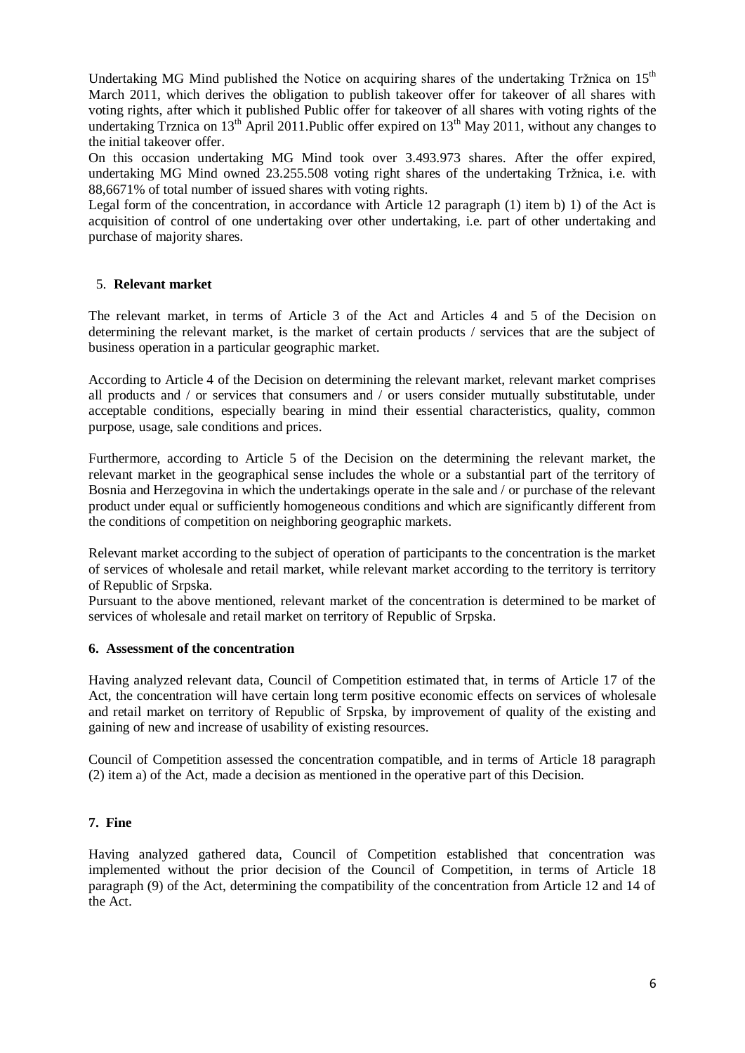Undertaking MG Mind published the Notice on acquiring shares of the undertaking Tržnica on 15th March 2011, which derives the obligation to publish takeover offer for takeover of all shares with voting rights, after which it published Public offer for takeover of all shares with voting rights of the undertaking Trznica on 13th April 2011.Public offer expired on 13th May 2011, without any changes to the initial takeover offer.

On this occasion undertaking MG Mind took over 3.493.973 shares. After the offer expired, undertaking MG Mind owned 23.255.508 voting right shares of the undertaking Tržnica, i.e. with 88,6671% of total number of issued shares with voting rights.

Legal form of the concentration, in accordance with Article 12 paragraph (1) item b) 1) of the Act is acquisition of control of one undertaking over other undertaking, i.e. part of other undertaking and purchase of majority shares.

## 5. **Relevant market**

The relevant market, in terms of Article 3 of the Act and Articles 4 and 5 of the Decision on determining the relevant market, is the market of certain products / services that are the subject of business operation in a particular geographic market.

According to Article 4 of the Decision on determining the relevant market, relevant market comprises all products and / or services that consumers and / or users consider mutually substitutable, under acceptable conditions, especially bearing in mind their essential characteristics, quality, common purpose, usage, sale conditions and prices.

Furthermore, according to Article 5 of the Decision on the determining the relevant market, the relevant market in the geographical sense includes the whole or a substantial part of the territory of Bosnia and Herzegovina in which the undertakings operate in the sale and / or purchase of the relevant product under equal or sufficiently homogeneous conditions and which are significantly different from the conditions of competition on neighboring geographic markets.

Relevant market according to the subject of operation of participants to the concentration is the market of services of wholesale and retail market, while relevant market according to the territory is territory of Republic of Srpska.

Pursuant to the above mentioned, relevant market of the concentration is determined to be market of services of wholesale and retail market on territory of Republic of Srpska.

## 6. Assessment of the concentration

Having analyzed relevant data, Council of Competition estimated that, in terms of Article 17 of the Act, the concentration will have certain long term positive economic effects on services of wholesale and retail market on territory of Republic of Srpska, by improvement of quality of the existing and gaining of new and increase of usability of existing resources.

Council of Competition assessed the concentration compatible, and in terms of Article 18 paragraph (2) item a) of the Act, made a decision as mentioned in the operative part of this Decision.

## 7. Fine

Having analyzed gathered data, Council of Competition established that concentration was implemented without the prior decision of the Council of Competition, in terms of Article 18 paragraph (9) of the Act, determining the compatibility of the concentration from Article 12 and 14 of the Act.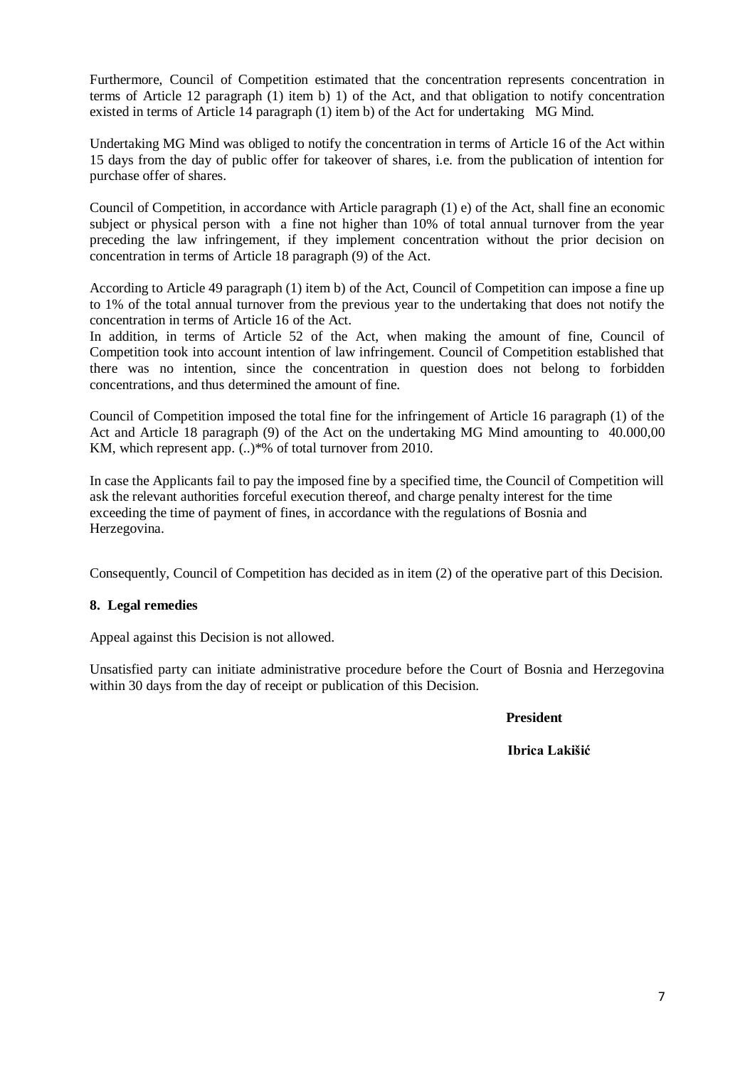Furthermore, Council of Competition estimated that the concentration represents concentration in terms of Article 12 paragraph (1) item b) 1) of the Act, and that obligation to notify concentration existed in terms of Article 14 paragraph (1) item b) of the Act for undertaking MG Mind.

Undertaking MG Mind was obliged to notify the concentration in terms of Article 16 of the Act within 15 days from the day of public offer for takeover of shares, i.e. from the publication of intention for purchase offer of shares.

Council of Competition, in accordance with Article paragraph (1) e) of the Act, shall fine an economic subject or physical person with a fine not higher than 10% of total annual turnover from the year preceding the law infringement, if they implement concentration without the prior decision on concentration in terms of Article 18 paragraph (9) of the Act.

According to Article 49 paragraph (1) item b) of the Act, Council of Competition can impose a fine up to 1% of the total annual turnover from the previous year to the undertaking that does not notify the concentration in terms of Article 16 of the Act.
In addition, in terms of Article 52 of the Act, when making the amount of fine, Council of Competition took into account intention of law infringement. Council of Competition established that there was no intention, since the concentration in question does not belong to forbidden concentrations, and thus determined the amount of fine.

Council of Competition imposed the total fine for the infringement of Article 16 paragraph (1) of the Act and Article 18 paragraph (9) of the Act on the undertaking MG Mind amounting to 40.000,00 KM, which represent app. (..)*% of total turnover from 2010.

In case the Applicants fail to pay the imposed fine by a specified time, the Council of Competition will ask the relevant authorities forceful execution thereof, and charge penalty interest for the time exceeding the time of payment of fines, in accordance with the regulations of Bosnia and Herzegovina.

Consequently, Council of Competition has decided as in item (2) of the operative part of this Decision.

## 8. Legal remedies

Appeal against this Decision is not allowed.

Unsatisfied party can initiate administrative procedure before the Court of Bosnia and Herzegovina within 30 days from the day of receipt or publication of this Decision.

**President**

**Ibrica Lakišić**